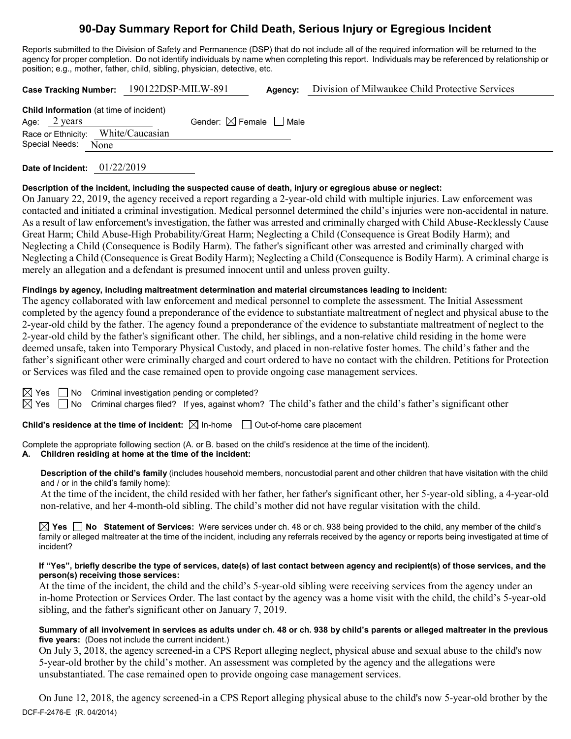# 90-Day Summary Report for Child Death, Serious Injury or Egregious Incident

Reports submitted to the Division of Safety and Permanence (DSP) that do not include all of the required information will be returned to the agency for proper completion. Do not identify individuals by name when completing this report. Individuals may be referenced by relationship or position; e.g., mother, father, child, sibling, physician, detective, etc.

**Case Tracking Number:** 190122DSP-MILW-891 **Agency:** Division of Milwaukee Child Protective Services

**Child Information** (at time of incident)

Age: 2 years Gender: ☒ Female ☐ Male

Race or Ethnicity: White/Caucasian

Special Needs: None

**Date of Incident:** 01/22/2019

**Description of the incident, including the suspected cause of death, injury or egregious abuse or neglect:**

On January 22, 2019, the agency received a report regarding a 2-year-old child with multiple injuries. Law enforcement was contacted and initiated a criminal investigation. Medical personnel determined the child's injuries were non-accidental in nature. As a result of law enforcement's investigation, the father was arrested and criminally charged with Child Abuse-Recklessly Cause Great Harm; Child Abuse-High Probability/Great Harm; Neglecting a Child (Consequence is Great Bodily Harm); and Neglecting a Child (Consequence is Bodily Harm). The father's significant other was arrested and criminally charged with Neglecting a Child (Consequence is Great Bodily Harm); Neglecting a Child (Consequence is Bodily Harm). A criminal charge is merely an allegation and a defendant is presumed innocent until and unless proven guilty.

**Findings by agency, including maltreatment determination and material circumstances leading to incident:**

The agency collaborated with law enforcement and medical personnel to complete the assessment. The Initial Assessment completed by the agency found a preponderance of the evidence to substantiate maltreatment of neglect and physical abuse to the 2-year-old child by the father. The agency found a preponderance of the evidence to substantiate maltreatment of neglect to the 2-year-old child by the father's significant other. The child, her siblings, and a non-relative child residing in the home were deemed unsafe, taken into Temporary Physical Custody, and placed in non-relative foster homes. The child's father and the father's significant other were criminally charged and court ordered to have no contact with the children. Petitions for Protection or Services was filed and the case remained open to provide ongoing case management services.

☒ Yes ☐ No Criminal investigation pending or completed?

☒ Yes ☐ No Criminal charges filed? If yes, against whom? The child's father and the child's father's significant other

**Child's residence at the time of incident:** ☒ In-home ☐ Out-of-home care placement

Complete the appropriate following section (A. or B. based on the child's residence at the time of the incident).

**A. Children residing at home at the time of the incident:**

**Description of the child's family** (includes household members, noncustodial parent and other children that have visitation with the child and / or in the child's family home):

At the time of the incident, the child resided with her father, her father's significant other, her 5-year-old sibling, a 4-year-old non-relative, and her 4-month-old sibling. The child's mother did not have regular visitation with the child.

☒ **Yes** ☐ **No Statement of Services:** Were services under ch. 48 or ch. 938 being provided to the child, any member of the child's family or alleged maltreater at the time of the incident, including any referrals received by the agency or reports being investigated at time of incident?

**If "Yes", briefly describe the type of services, date(s) of last contact between agency and recipient(s) of those services, and the person(s) receiving those services:**

At the time of the incident, the child and the child's 5-year-old sibling were receiving services from the agency under an in-home Protection or Services Order. The last contact by the agency was a home visit with the child, the child's 5-year-old sibling, and the father's significant other on January 7, 2019.

**Summary of all involvement in services as adults under ch. 48 or ch. 938 by child's parents or alleged maltreater in the previous five years:** (Does not include the current incident.)

On July 3, 2018, the agency screened-in a CPS Report alleging neglect, physical abuse and sexual abuse to the child's now 5-year-old brother by the child's mother. An assessment was completed by the agency and the allegations were unsubstantiated. The case remained open to provide ongoing case management services.

On June 12, 2018, the agency screened-in a CPS Report alleging physical abuse to the child's now 5-year-old brother by the

DCF-F-2476-E (R. 04/2014)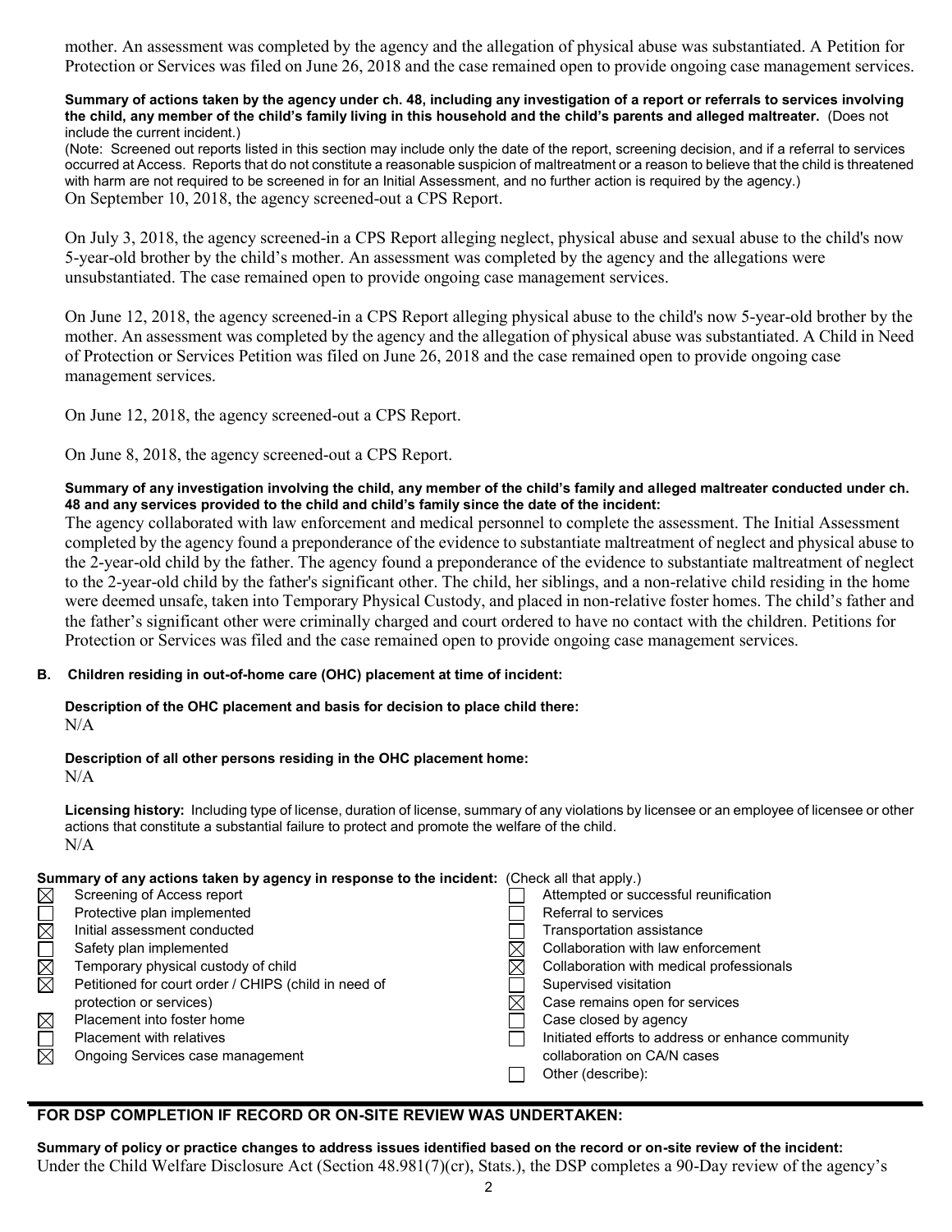mother. An assessment was completed by the agency and the allegation of physical abuse was substantiated. A Petition for Protection or Services was filed on June 26, 2018 and the case remained open to provide ongoing case management services.

**Summary of actions taken by the agency under ch. 48, including any investigation of a report or referrals to services involving the child, any member of the child's family living in this household and the child's parents and alleged maltreater.** (Does not include the current incident.)

(Note: Screened out reports listed in this section may include only the date of the report, screening decision, and if a referral to services occurred at Access. Reports that do not constitute a reasonable suspicion of maltreatment or a reason to believe that the child is threatened with harm are not required to be screened in for an Initial Assessment, and no further action is required by the agency.)

On September 10, 2018, the agency screened-out a CPS Report.

On July 3, 2018, the agency screened-in a CPS Report alleging neglect, physical abuse and sexual abuse to the child's now 5-year-old brother by the child's mother. An assessment was completed by the agency and the allegations were unsubstantiated. The case remained open to provide ongoing case management services.

On June 12, 2018, the agency screened-in a CPS Report alleging physical abuse to the child's now 5-year-old brother by the mother. An assessment was completed by the agency and the allegation of physical abuse was substantiated. A Child in Need of Protection or Services Petition was filed on June 26, 2018 and the case remained open to provide ongoing case management services.

On June 12, 2018, the agency screened-out a CPS Report.

On June 8, 2018, the agency screened-out a CPS Report.

**Summary of any investigation involving the child, any member of the child's family and alleged maltreater conducted under ch. 48 and any services provided to the child and child's family since the date of the incident:**

The agency collaborated with law enforcement and medical personnel to complete the assessment. The Initial Assessment completed by the agency found a preponderance of the evidence to substantiate maltreatment of neglect and physical abuse to the 2-year-old child by the father. The agency found a preponderance of the evidence to substantiate maltreatment of neglect to the 2-year-old child by the father's significant other. The child, her siblings, and a non-relative child residing in the home were deemed unsafe, taken into Temporary Physical Custody, and placed in non-relative foster homes. The child's father and the father's significant other were criminally charged and court ordered to have no contact with the children. Petitions for Protection or Services was filed and the case remained open to provide ongoing case management services.

## B. Children residing in out-of-home care (OHC) placement at time of incident:

**Description of the OHC placement and basis for decision to place child there:**

N/A

**Description of all other persons residing in the OHC placement home:**

N/A

**Licensing history:** Including type of license, duration of license, summary of any violations by licensee or an employee of licensee or other actions that constitute a substantial failure to protect and promote the welfare of the child.

N/A

**Summary of any actions taken by agency in response to the incident:** (Check all that apply.)

| | | | |
|---|---|---|---|
| ☒ | Screening of Access report | ☐ | Attempted or successful reunification |
| ☐ | Protective plan implemented | ☐ | Referral to services |
| ☒ | Initial assessment conducted | ☐ | Transportation assistance |
| ☐ | Safety plan implemented | ☒ | Collaboration with law enforcement |
| ☒ | Temporary physical custody of child | ☒ | Collaboration with medical professionals |
| ☒ | Petitioned for court order / CHIPS (child in need of protection or services) | ☐ | Supervised visitation |
| | | ☒ | Case remains open for services |
| ☒ | Placement into foster home | ☐ | Case closed by agency |
| ☐ | Placement with relatives | ☐ | Initiated efforts to address or enhance community collaboration on CA/N cases |
| ☒ | Ongoing Services case management | ☐ | Other (describe): |

## FOR DSP COMPLETION IF RECORD OR ON-SITE REVIEW WAS UNDERTAKEN:

**Summary of policy or practice changes to address issues identified based on the record or on-site review of the incident:**

Under the Child Welfare Disclosure Act (Section 48.981(7)(cr), Stats.), the DSP completes a 90-Day review of the agency's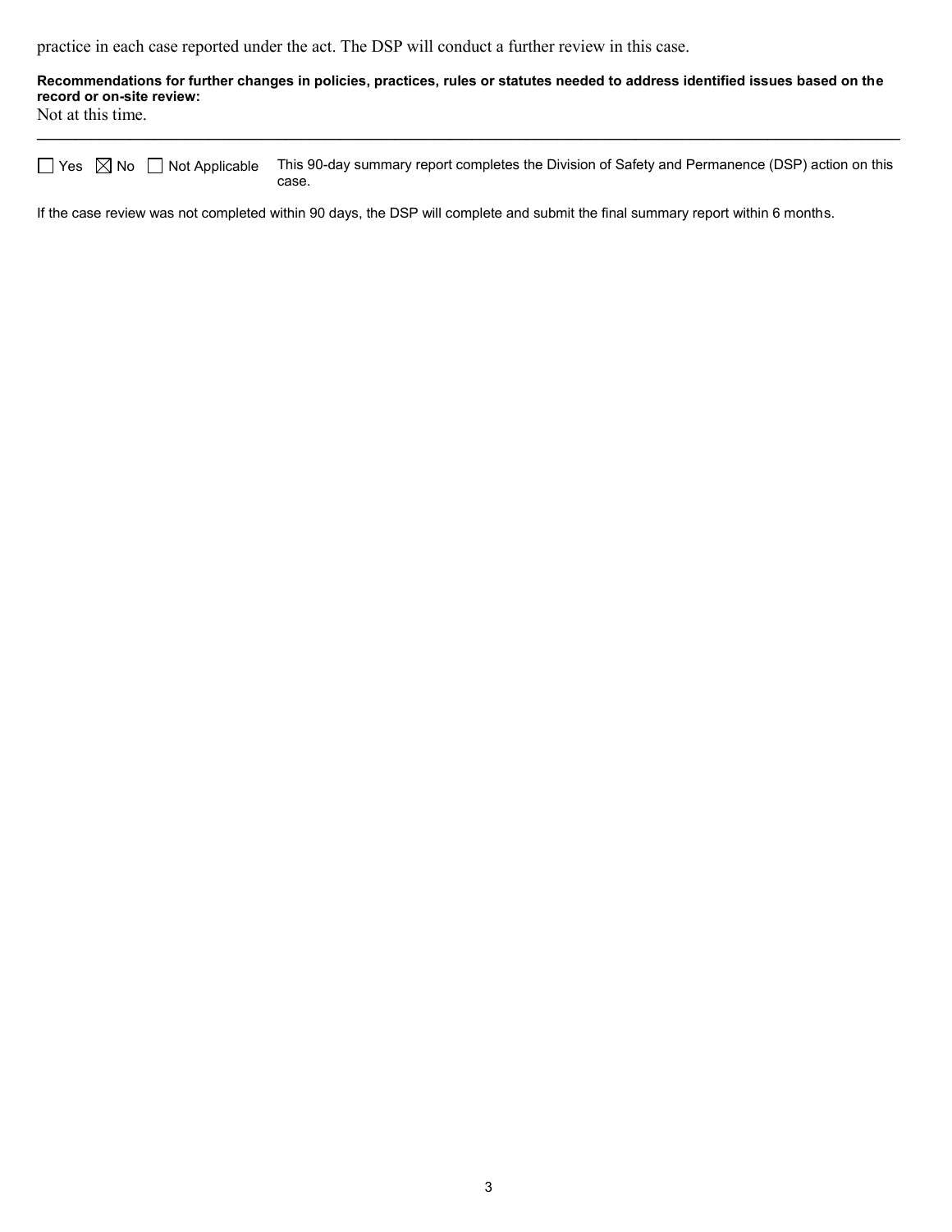practice in each case reported under the act. The DSP will conduct a further review in this case.

**Recommendations for further changes in policies, practices, rules or statutes needed to address identified issues based on the record or on-site review:**
Not at this time.

---

☐ Yes ☒ No ☐ Not Applicable This 90-day summary report completes the Division of Safety and Permanence (DSP) action on this case.

If the case review was not completed within 90 days, the DSP will complete and submit the final summary report within 6 months.